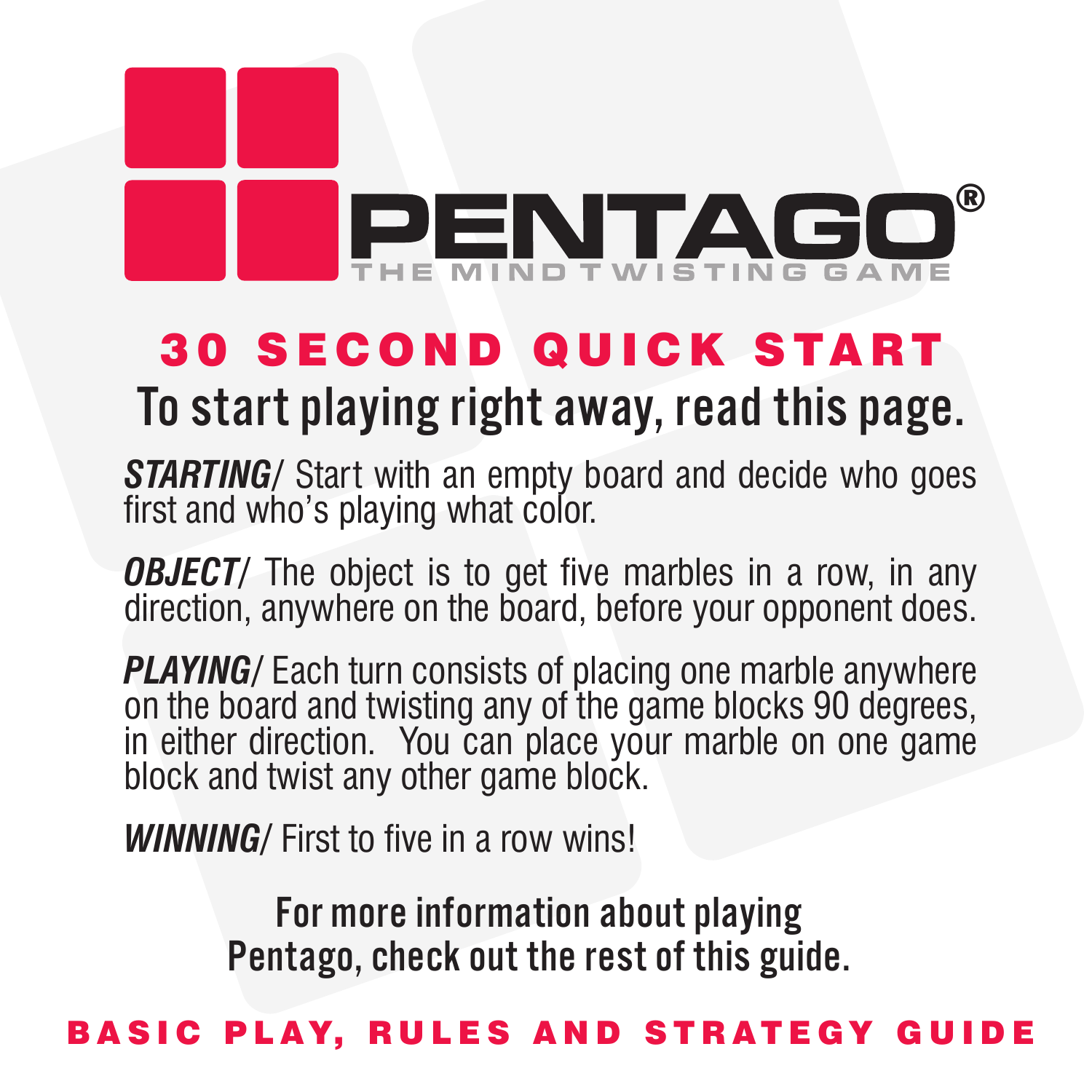# PENTAGO®

THE MIND TWISTING GAME

## 30 SECOND QUICK START

### To start playing right away, read this page.

***STARTING***/ Start with an empty board and decide who goes first and who's playing what color.

***OBJECT***/ The object is to get five marbles in a row, in any direction, anywhere on the board, before your opponent does.

***PLAYING***/ Each turn consists of placing one marble anywhere on the board and twisting any of the game blocks 90 degrees, in either direction. You can place your marble on one game block and twist any other game block.

***WINNING***/ First to five in a row wins!

**For more information about playing Pentago, check out the rest of this guide.**

## BASIC PLAY, RULES AND STRATEGY GUIDE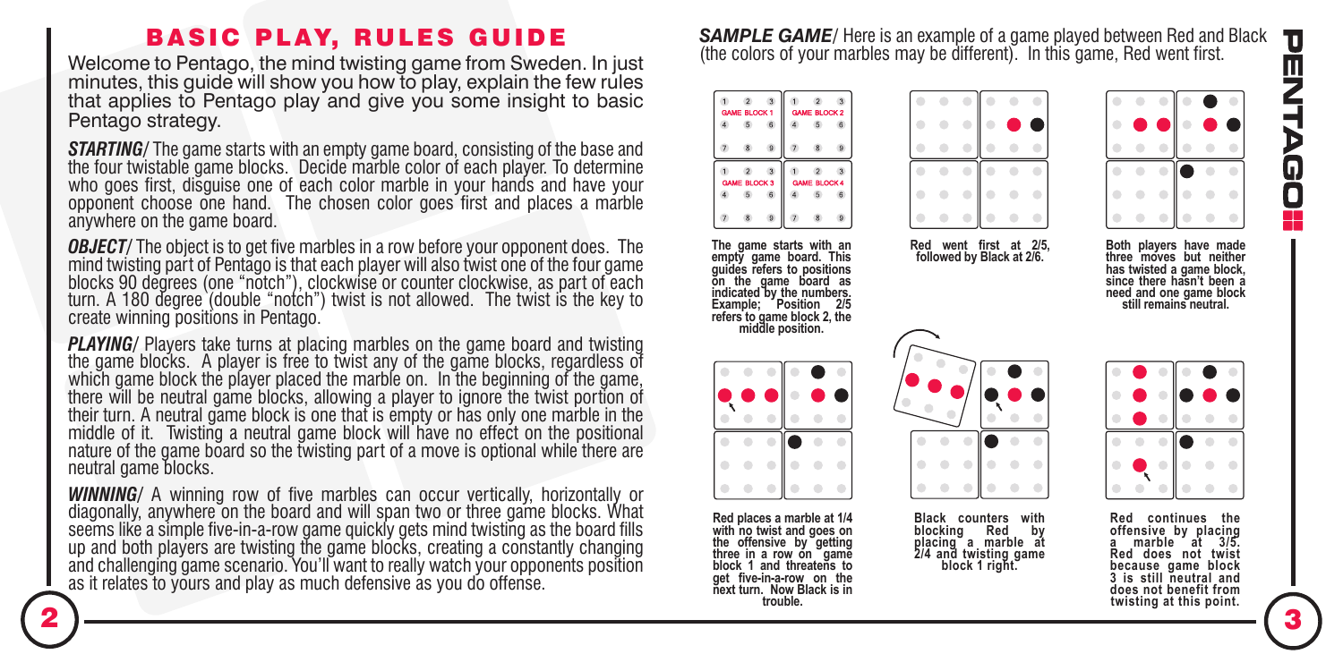## BASIC PLAY, RULES GUIDE

Welcome to Pentago, the mind twisting game from Sweden. In just minutes, this guide will show you how to play, explain the few rules that applies to Pentago play and give you some insight to basic Pentago strategy.

***STARTING***/ The game starts with an empty game board, consisting of the base and the four twistable game blocks. Decide marble color of each player. To determine who goes first, disguise one of each color marble in your hands and have your opponent choose one hand. The chosen color goes first and places a marble anywhere on the game board.

***OBJECT***/ The object is to get five marbles in a row before your opponent does. The mind twisting part of Pentago is that each player will also twist one of the four game blocks 90 degrees (one "notch"), clockwise or counter clockwise, as part of each turn. A 180 degree (double "notch") twist is not allowed. The twist is the key to create winning positions in Pentago.

***PLAYING***/ Players take turns at placing marbles on the game board and twisting the game blocks. A player is free to twist any of the game blocks, regardless of which game block the player placed the marble on. In the beginning of the game, there will be neutral game blocks, allowing a player to ignore the twist portion of their turn. A neutral game block is one that is empty or has only one marble in the middle of it. Twisting a neutral game block will have no effect on the positional nature of the game board so the twisting part of a move is optional while there are neutral game blocks.

***WINNING***/ A winning row of five marbles can occur vertically, horizontally or diagonally, anywhere on the board and will span two or three game blocks. What seems like a simple five-in-a-row game quickly gets mind twisting as the board fills up and both players are twisting the game blocks, creating a constantly changing and challenging game scenario. You'll want to really watch your opponents position as it relates to yours and play as much defensive as you do offense.

***SAMPLE GAME***/ Here is an example of a game played between Red and Black (the colors of your marbles may be different). In this game, Red went first.

**The game starts with an empty game board. This guides refers to positions on the game board as indicated by the numbers. Example; Position 2/5 refers to game block 2, the middle position.**

**Red went first at 2/5, followed by Black at 2/6.**

**Both players have made three moves but neither has twisted a game block, since there hasn't been a need and one game block still remains neutral.**

**Red places a marble at 1/4 with no twist and goes on the offensive by getting three in a row on game block 1 and threatens to get five-in-a-row on the next turn. Now Black is in trouble.**

**Black counters with blocking Red by placing a marble at 2/4 and twisting game block 1 right.**

**Red continues the offensive by placing a marble at 3/5. Red does not twist because game block 3 is still neutral and does not benefit from twisting at this point.**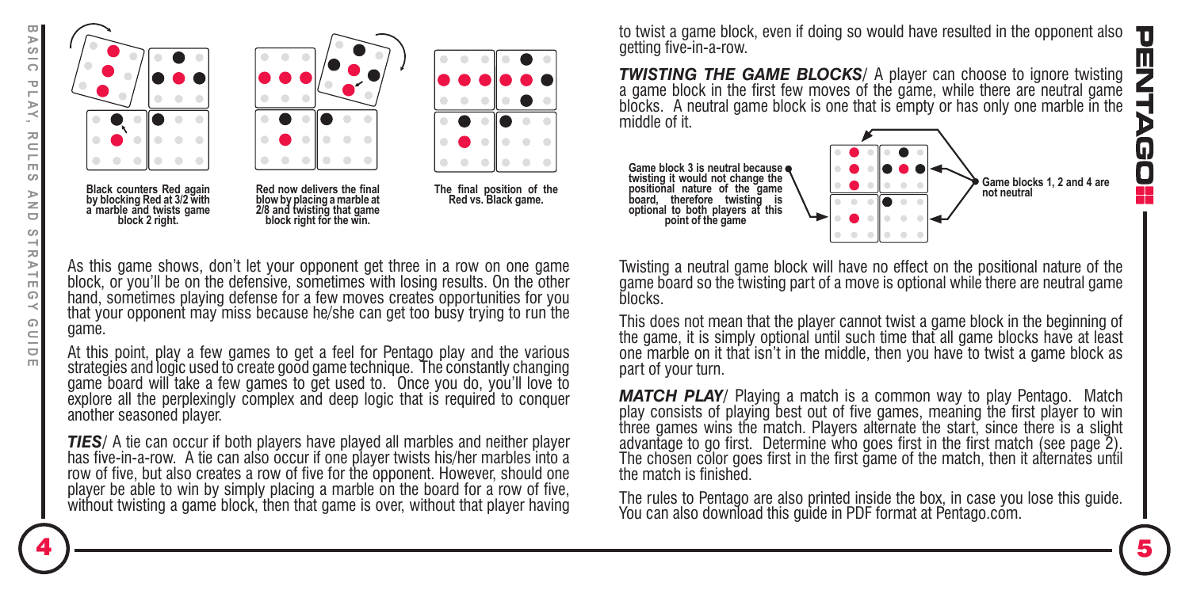Black counters Red again by blocking Red at 3/2 with a marble and twists game block 2 right.

Red now delivers the final blow by placing a marble at 2/8 and twisting that game block right for the win.

The final position of the Red vs. Black game.

As this game shows, don't let your opponent get three in a row on one game block, or you'll be on the defensive, sometimes with losing results. On the other hand, sometimes playing defense for a few moves creates opportunities for you that your opponent may miss because he/she can get too busy trying to run the game.

At this point, play a few games to get a feel for Pentago play and the various strategies and logic used to create good game technique. The constantly changing game board will take a few games to get used to. Once you do, you'll love to explore all the perplexingly complex and deep logic that is required to conquer another seasoned player.

***TIES***/ A tie can occur if both players have played all marbles and neither player has five-in-a-row. A tie can also occur if one player twists his/her marbles into a row of five, but also creates a row of five for the opponent. However, should one player be able to win by simply placing a marble on the board for a row of five, without twisting a game block, then that game is over, without that player having to twist a game block, even if doing so would have resulted in the opponent also getting five-in-a-row.

***TWISTING THE GAME BLOCKS***/ A player can choose to ignore twisting a game block in the first few moves of the game, while there are neutral game blocks. A neutral game block is one that is empty or has only one marble in the middle of it.

Game block 3 is neutral because twisting it would not change the positional nature of the game board, therefore twisting is optional to both players at this point of the game

Game blocks 1, 2 and 4 are not neutral

Twisting a neutral game block will have no effect on the positional nature of the game board so the twisting part of a move is optional while there are neutral game blocks.

This does not mean that the player cannot twist a game block in the beginning of the game, it is simply optional until such time that all game blocks have at least one marble on it that isn't in the middle, then you have to twist a game block as part of your turn.

***MATCH PLAY***/ Playing a match is a common way to play Pentago. Match play consists of playing best out of five games, meaning the first player to win three games wins the match. Players alternate the start, since there is a slight advantage to go first. Determine who goes first in the first match (see page 2). The chosen color goes first in the first game of the match, then it alternates until the match is finished.

The rules to Pentago are also printed inside the box, in case you lose this guide. You can also download this guide in PDF format at Pentago.com.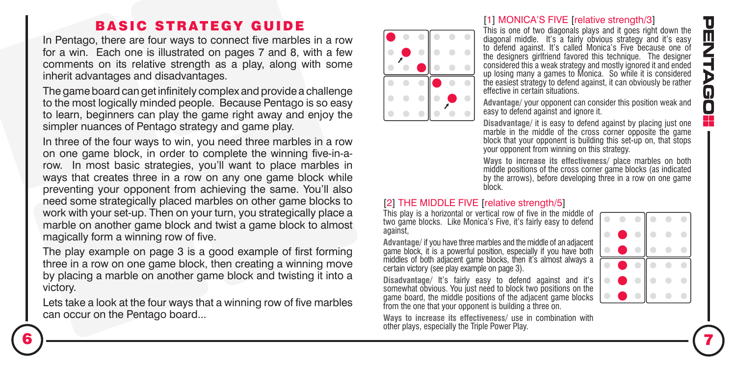## BASIC STRATEGY GUIDE

In Pentago, there are four ways to connect five marbles in a row for a win. Each one is illustrated on pages 7 and 8, with a few comments on its relative strength as a play, along with some inherit advantages and disadvantages.

The game board can get infinitely complex and provide a challenge to the most logically minded people. Because Pentago is so easy to learn, beginners can play the game right away and enjoy the simpler nuances of Pentago strategy and game play.

In three of the four ways to win, you need three marbles in a row on one game block, in order to complete the winning five-in-a-row. In most basic strategies, you'll want to place marbles in ways that creates three in a row on any one game block while preventing your opponent from achieving the same. You'll also need some strategically placed marbles on other game blocks to work with your set-up. Then on your turn, you strategically place a marble on another game block and twist a game block to almost magically form a winning row of five.

The play example on page 3 is a good example of first forming three in a row on one game block, then creating a winning move by placing a marble on another game block and twisting it into a victory.

Lets take a look at the four ways that a winning row of five marbles can occur on the Pentago board...

### [1] MONICA'S FIVE [relative strength/3]

This is one of two diagonals plays and it goes right down the diagonal middle. It's a fairly obvious strategy and it's easy to defend against. It's called Monica's Five because one of the designers girlfriend favored this technique. The designer considered this a weak strategy and mostly ignored it and ended up losing many a games to Monica. So while it is considered the easiest strategy to defend against, it can obviously be rather effective in certain situations.

**Advantage/** your opponent can consider this position weak and easy to defend against and ignore it.

**Disadvantage/** it is easy to defend against by placing just one marble in the middle of the cross corner opposite the game block that your opponent is building this set-up on, that stops your opponent from winning on this strategy.

**Ways to increase its effectiveness/** place marbles on both middle positions of the cross corner game blocks (as indicated by the arrows), before developing three in a row on one game block.

### [2] THE MIDDLE FIVE [relative strength/5]

This play is a horizontal or vertical row of five in the middle of two game blocks. Like Monica's Five, it's fairly easy to defend against,

**Advantage/** if you have three marbles and the middle of an adjacent game block, it is a powerful position, especially if you have both middles of both adjacent game blocks, then it's almost always a certain victory (see play example on page 3).

**Disadvantage/** It's fairly easy to defend against and it's somewhat obvious. You just need to block two positions on the game board, the middle positions of the adjacent game blocks from the one that your opponent is building a three on.

**Ways to increase its effectiveness/** use in combination with other plays, especially the Triple Power Play.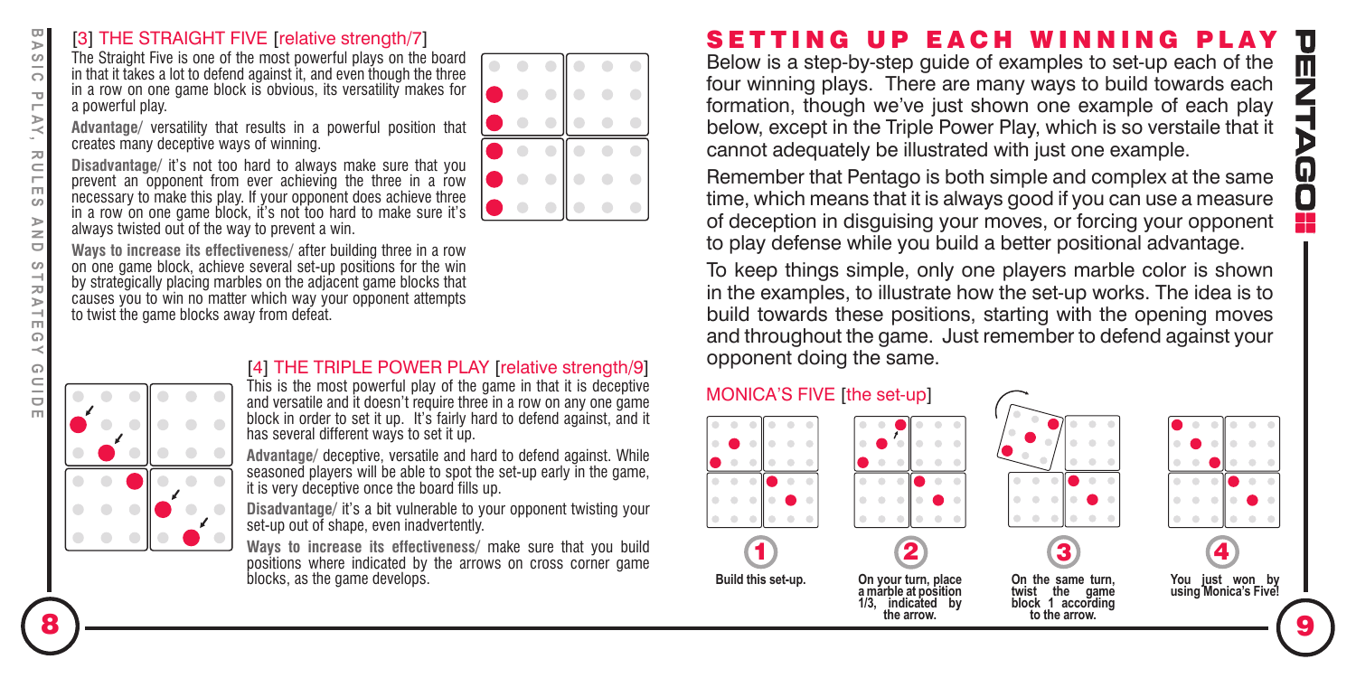## [3] THE STRAIGHT FIVE [relative strength/7]

The Straight Five is one of the most powerful plays on the board in that it takes a lot to defend against it, and even though the three in a row on one game block is obvious, its versatility makes for a powerful play.

**Advantage/** versatility that results in a powerful position that creates many deceptive ways of winning.

**Disadvantage/** it's not too hard to always make sure that you prevent an opponent from ever achieving the three in a row necessary to make this play. If your opponent does achieve three in a row on one game block, it's not too hard to make sure it's always twisted out of the way to prevent a win.

**Ways to increase its effectiveness/** after building three in a row on one game block, achieve several set-up positions for the win by strategically placing marbles on the adjacent game blocks that causes you to win no matter which way your opponent attempts to twist the game blocks away from defeat.

## [4] THE TRIPLE POWER PLAY [relative strength/9]

This is the most powerful play of the game in that it is deceptive and versatile and it doesn't require three in a row on any one game block in order to set it up. It's fairly hard to defend against, and it has several different ways to set it up.

**Advantage/** deceptive, versatile and hard to defend against. While seasoned players will be able to spot the set-up early in the game, it is very deceptive once the board fills up.

**Disadvantage/** it's a bit vulnerable to your opponent twisting your set-up out of shape, even inadvertently.

**Ways to increase its effectiveness/** make sure that you build positions where indicated by the arrows on cross corner game blocks, as the game develops.

# SETTING UP EACH WINNING PLAY

Below is a step-by-step guide of examples to set-up each of the four winning plays. There are many ways to build towards each formation, though we've just shown one example of each play below, except in the Triple Power Play, which is so verstaile that it cannot adequately be illustrated with just one example.

Remember that Pentago is both simple and complex at the same time, which means that it is always good if you can use a measure of deception in disguising your moves, or forcing your opponent to play defense while you build a better positional advantage.

To keep things simple, only one players marble color is shown in the examples, to illustrate how the set-up works. The idea is to build towards these positions, starting with the opening moves and throughout the game. Just remember to defend against your opponent doing the same.

### MONICA'S FIVE [the set-up]

1. Build this set-up.
2. On your turn, place a marble at position 1/3, indicated by the arrow.
3. On the same turn, twist the game block 1 according to the arrow.
4. You just won by using Monica's Five!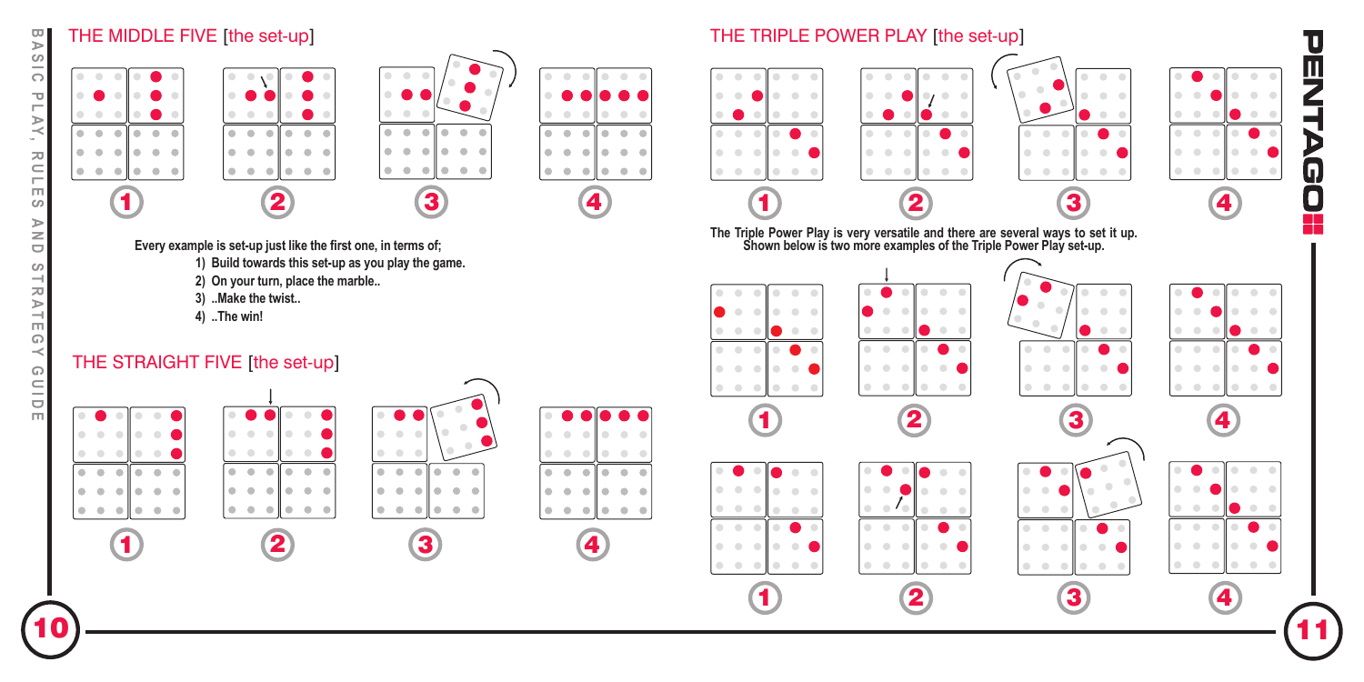## THE MIDDLE FIVE [the-set-up]

1 2 3 4

**Every example is set-up just like the first one, in terms of;**

1) **Build towards this set-up as you play the game.**
2) **On your turn, place the marble..**
3) **..Make the twist..**
4) **..The win!**

## THE STRAIGHT FIVE [the set-up]

1 2 3 4

## THE TRIPLE POWER PLAY [the set-up]

1 2 3 4

**The Triple Power Play is very versatile and there are several ways to set it up. Shown below is two more examples of the Triple Power Play set-up.**

1 2 3 4

1 2 3 4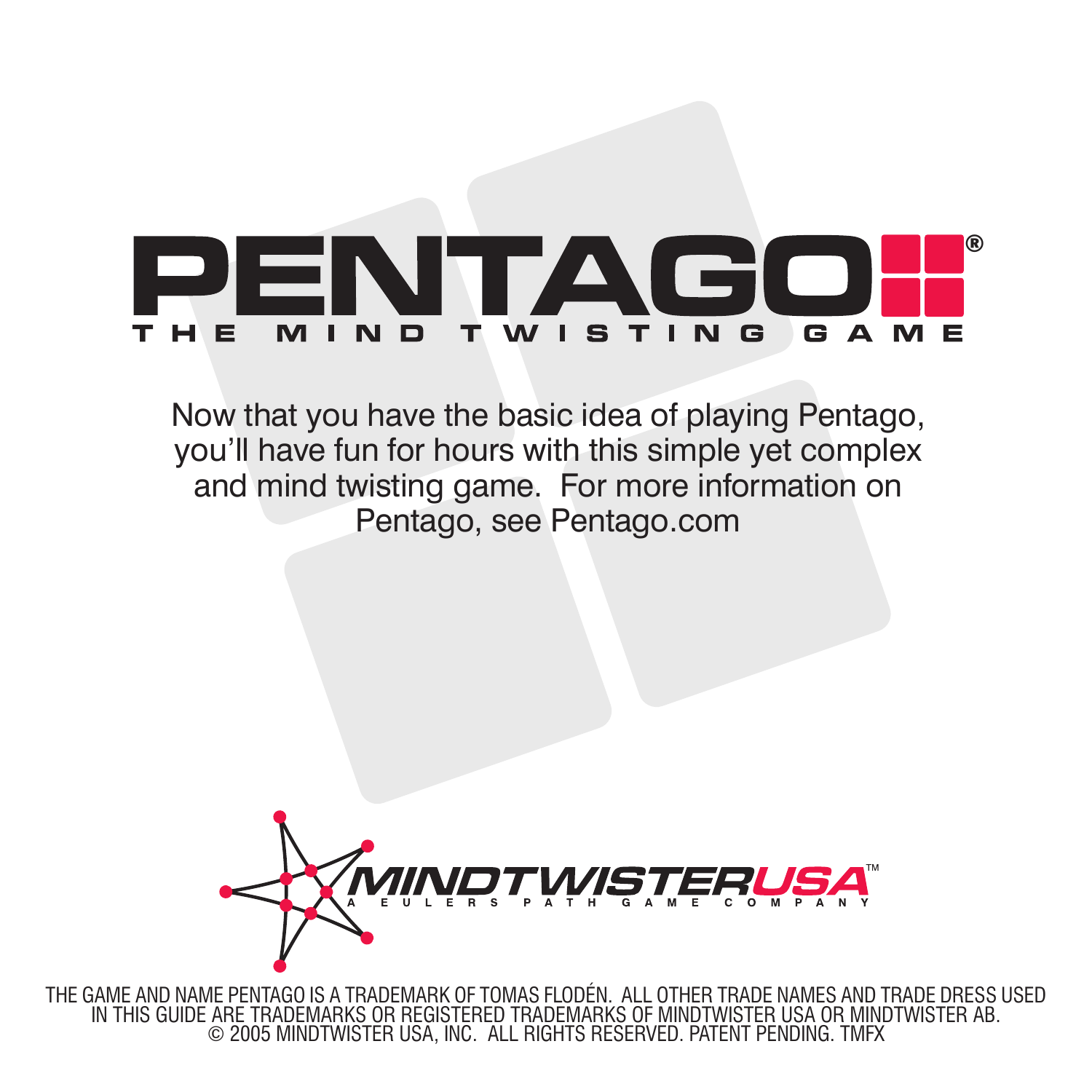# PENTAGO®

THE MIND TWISTING GAME

Now that you have the basic idea of playing Pentago, you'll have fun for hours with this simple yet complex and mind twisting game. For more information on Pentago, see Pentago.com

MINDTWISTERUSA™

A EULERS PATH GAME COMPANY

THE GAME AND NAME PENTAGO IS A TRADEMARK OF TOMAS FLODÉN. ALL OTHER TRADE NAMES AND TRADE DRESS USED IN THIS GUIDE ARE TRADEMARKS OR REGISTERED TRADEMARKS OF MINDTWISTER USA OR MINDTWISTER AB. © 2005 MINDTWISTER USA, INC. ALL RIGHTS RESERVED. PATENT PENDING. TMFX